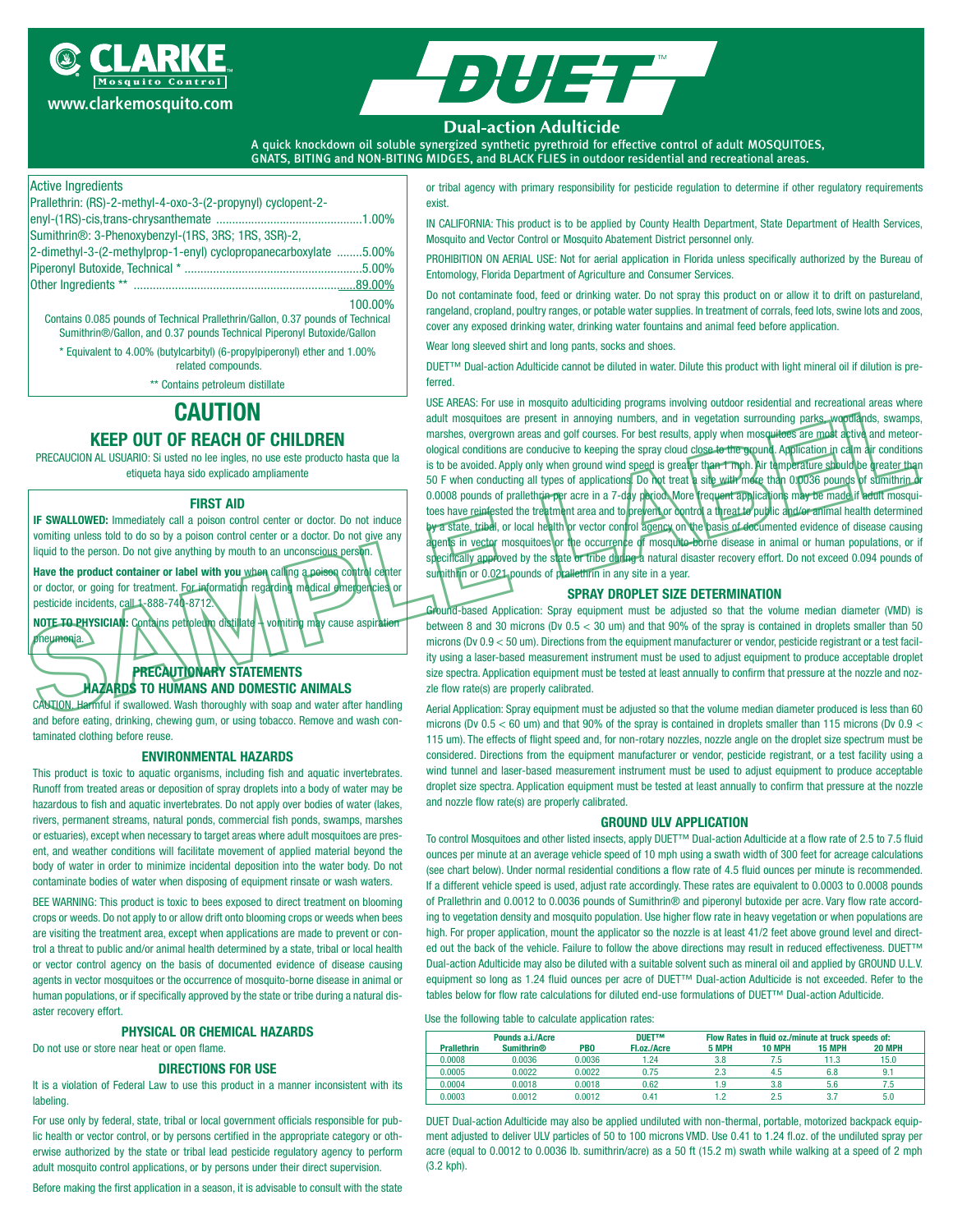# CLARKE Mosquito Control

www.clarkemosquito.com

# DUET™

## Dual-action Adulticide

A quick knockdown oil soluble synergized synthetic pyrethroid for effective control of adult MOSQUITOES, GNATS, BITING and NON-BITING MIDGES, and BLACK FLIES in outdoor residential and recreational areas.

| Active Ingredients | |
|---|---|
| Prallethrin: (RS)-2-methyl-4-oxo-3-(2-propynyl) cyclopent-2-enyl-(1RS)-cis,trans-chrysanthemate | 1.00% |
| Sumithrin®: 3-Phenoxybenzyl-(1RS, 3RS; 1RS, 3SR)-2, 2-dimethyl-3-(2-methylprop-1-enyl) cyclopropanecarboxylate | 5.00% |
| Piperonyl Butoxide, Technical * | 5.00% |
| Other Ingredients ** | 89.00% |
| | 100.00% |

Contains 0.085 pounds of Technical Prallethrin/Gallon, 0.37 pounds of Technical Sumithrin®/Gallon, and 0.37 pounds Technical Piperonyl Butoxide/Gallon

\* Equivalent to 4.00% (butylcarbityl) (6-propylpiperonyl) ether and 1.00% related compounds.

\*\* Contains petroleum distillate

# CAUTION

## KEEP OUT OF REACH OF CHILDREN

PRECAUCION AL USUARIO: Si usted no lee ingles, no use este producto hasta que la etiqueta haya sido explicado ampliamente

### FIRST AID

**IF SWALLOWED:** Immediately call a poison control center or doctor. Do not induce vomiting unless told to do so by a poison control center or a doctor. Do not give any liquid to the person. Do not give anything by mouth to an unconscious person.

**Have the product container or label with you** when calling a poison control center or doctor, or going for treatment. For information regarding medical emergencies or pesticide incidents, call 1-888-740-8712.

**NOTE TO PHYSICIAN:** Contains petroleum distillate – vomiting may cause aspiration pneumonia.

### PRECAUTIONARY STATEMENTS

### HAZARDS TO HUMANS AND DOMESTIC ANIMALS

CAUTION. Harmful if swallowed. Wash thoroughly with soap and water after handling and before eating, drinking, chewing gum, or using tobacco. Remove and wash contaminated clothing before reuse.

### ENVIRONMENTAL HAZARDS

This product is toxic to aquatic organisms, including fish and aquatic invertebrates. Runoff from treated areas or deposition of spray droplets into a body of water may be hazardous to fish and aquatic invertebrates. Do not apply over bodies of water (lakes, rivers, permanent streams, natural ponds, commercial fish ponds, swamps, marshes or estuaries), except when necessary to target areas where adult mosquitoes are present, and weather conditions will facilitate movement of applied material beyond the body of water in order to minimize incidental deposition into the water body. Do not contaminate bodies of water when disposing of equipment rinsate or wash waters.

BEE WARNING: This product is toxic to bees exposed to direct treatment on blooming crops or weeds. Do not apply to or allow drift onto blooming crops or weeds when bees are visiting the treatment area, except when applications are made to prevent or control a threat to public and/or animal health determined by a state, tribal or local health or vector control agency on the basis of documented evidence of disease causing agents in vector mosquitoes or the occurrence of mosquito-borne disease in animal or human populations, or if specifically approved by the state or tribe during a natural disaster recovery effort.

### PHYSICAL OR CHEMICAL HAZARDS

Do not use or store near heat or open flame.

### DIRECTIONS FOR USE

It is a violation of Federal Law to use this product in a manner inconsistent with its labeling.

For use only by federal, state, tribal or local government officials responsible for public health or vector control, or by persons certified in the appropriate category or otherwise authorized by the state or tribal lead pesticide regulatory agency to perform adult mosquito control applications, or by persons under their direct supervision.

Before making the first application in a season, it is advisable to consult with the state or tribal agency with primary responsibility for pesticide regulation to determine if other regulatory requirements exist.

IN CALIFORNIA: This product is to be applied by County Health Department, State Department of Health Services, Mosquito and Vector Control or Mosquito Abatement District personnel only.

PROHIBITION ON AERIAL USE: Not for aerial application in Florida unless specifically authorized by the Bureau of Entomology, Florida Department of Agriculture and Consumer Services.

Do not contaminate food, feed or drinking water. Do not spray this product on or allow it to drift on pastureland, rangeland, cropland, poultry ranges, or potable water supplies. In treatment of corrals, feed lots, swine lots and zoos, cover any exposed drinking water, drinking water fountains and animal feed before application.

Wear long sleeved shirt and long pants, socks and shoes.

DUET™ Dual-action Adulticide cannot be diluted in water. Dilute this product with light mineral oil if dilution is preferred.

USE AREAS: For use in mosquito adulticiding programs involving outdoor residential and recreational areas where adult mosquitoes are present in annoying numbers, and in vegetation surrounding parks, woodlands, swamps, marshes, overgrown areas and golf courses. For best results, apply when mosquitoes are most active and meteorological conditions are conducive to keeping the spray cloud close to the ground. Application in calm air conditions is to be avoided. Apply only when ground wind speed is greater than 1 mph. Air temperature should be greater than 50 F when conducting all types of applications. Do not treat a site with more than 0.0036 pounds of sumithrin or 0.0008 pounds of prallethrin per acre in a 7-day period. More frequent applications may be made if adult mosquitoes have reinfested the treatment area and to prevent or control a threat to public and/or animal health determined by a state, tribal, or local health or vector control agency on the basis of documented evidence of disease causing agents in vector mosquitoes or the occurrence of mosquito-borne disease in animal or human populations, or if specifically approved by the state or tribe during a natural disaster recovery effort. Do not exceed 0.094 pounds of sumithrin or 0.021 pounds of prallethrin in any site in a year.

### SPRAY DROPLET SIZE DETERMINATION

Ground-based Application: Spray equipment must be adjusted so that the volume median diameter (VMD) is between 8 and 30 microns (Dv 0.5 < 30 um) and that 90% of the spray is contained in droplets smaller than 50 microns (Dv 0.9 < 50 um). Directions from the equipment manufacturer or vendor, pesticide registrant or a test facility using a laser-based measurement instrument must be used to adjust equipment to produce acceptable droplet size spectra. Application equipment must be tested at least annually to confirm that pressure at the nozzle and nozzle flow rate(s) are properly calibrated.

Aerial Application: Spray equipment must be adjusted so that the volume median diameter produced is less than 60 microns (Dv 0.5 < 60 um) and that 90% of the spray is contained in droplets smaller than 115 microns (Dv 0.9 < 115 um). The effects of flight speed and, for non-rotary nozzles, nozzle angle on the droplet size spectrum must be considered. Directions from the equipment manufacturer or vendor, pesticide registrant, or a test facility using a wind tunnel and laser-based measurement instrument must be used to adjust equipment to produce acceptable droplet size spectra. Application equipment must be tested at least annually to confirm that pressure at the nozzle and nozzle flow rate(s) are properly calibrated.

### GROUND ULV APPLICATION

To control Mosquitoes and other listed insects, apply DUET™ Dual-action Adulticide at a flow rate of 2.5 to 7.5 fluid ounces per minute at an average vehicle speed of 10 mph using a swath width of 300 feet for acreage calculations (see chart below). Under normal residential conditions a flow rate of 4.5 fluid ounces per minute is recommended. If a different vehicle speed is used, adjust rate accordingly. These rates are equivalent to 0.0003 to 0.0008 pounds of Prallethrin and 0.0012 to 0.0036 pounds of Sumithrin® and piperonyl butoxide per acre. Vary flow rate according to vegetation density and mosquito population. Use higher flow rate in heavy vegetation or when populations are high. For proper application, mount the applicator so the nozzle is at least 41/2 feet above ground level and directed out the back of the vehicle. Failure to follow the above directions may result in reduced effectiveness. DUET™ Dual-action Adulticide may also be diluted with a suitable solvent such as mineral oil and applied by GROUND U.L.V. equipment so long as 1.24 fluid ounces per acre of DUET™ Dual-action Adulticide is not exceeded. Refer to the tables below for flow rate calculations for diluted end-use formulations of DUET™ Dual-action Adulticide.

Use the following table to calculate application rates:

| Pounds a.i./Acre | | | DUET™ | Flow Rates in fluid oz./minute at truck speeds of: | | | |
|---|---|---|---|---|---|---|---|
| Prallethrin | Sumithrin® | PBO | Fl.oz./Acre | 5 MPH | 10 MPH | 15 MPH | 20 MPH |
| 0.0008 | 0.0036 | 0.0036 | 1.24 | 3.8 | 7.5 | 11.3 | 15.0 |
| 0.0005 | 0.0022 | 0.0022 | 0.75 | 2.3 | 4.5 | 6.8 | 9.1 |
| 0.0004 | 0.0018 | 0.0018 | 0.62 | 1.9 | 3.8 | 5.6 | 7.5 |
| 0.0003 | 0.0012 | 0.0012 | 0.41 | 1.2 | 2.5 | 3.7 | 5.0 |

DUET Dual-action Adulticide may also be applied undiluted with non-thermal, portable, motorized backpack equipment adjusted to deliver ULV particles of 50 to 100 microns VMD. Use 0.41 to 1.24 fl.oz. of the undiluted spray per acre (equal to 0.0012 to 0.0036 lb. sumithrin/acre) as a 50 ft (15.2 m) swath while walking at a speed of 2 mph (3.2 kph).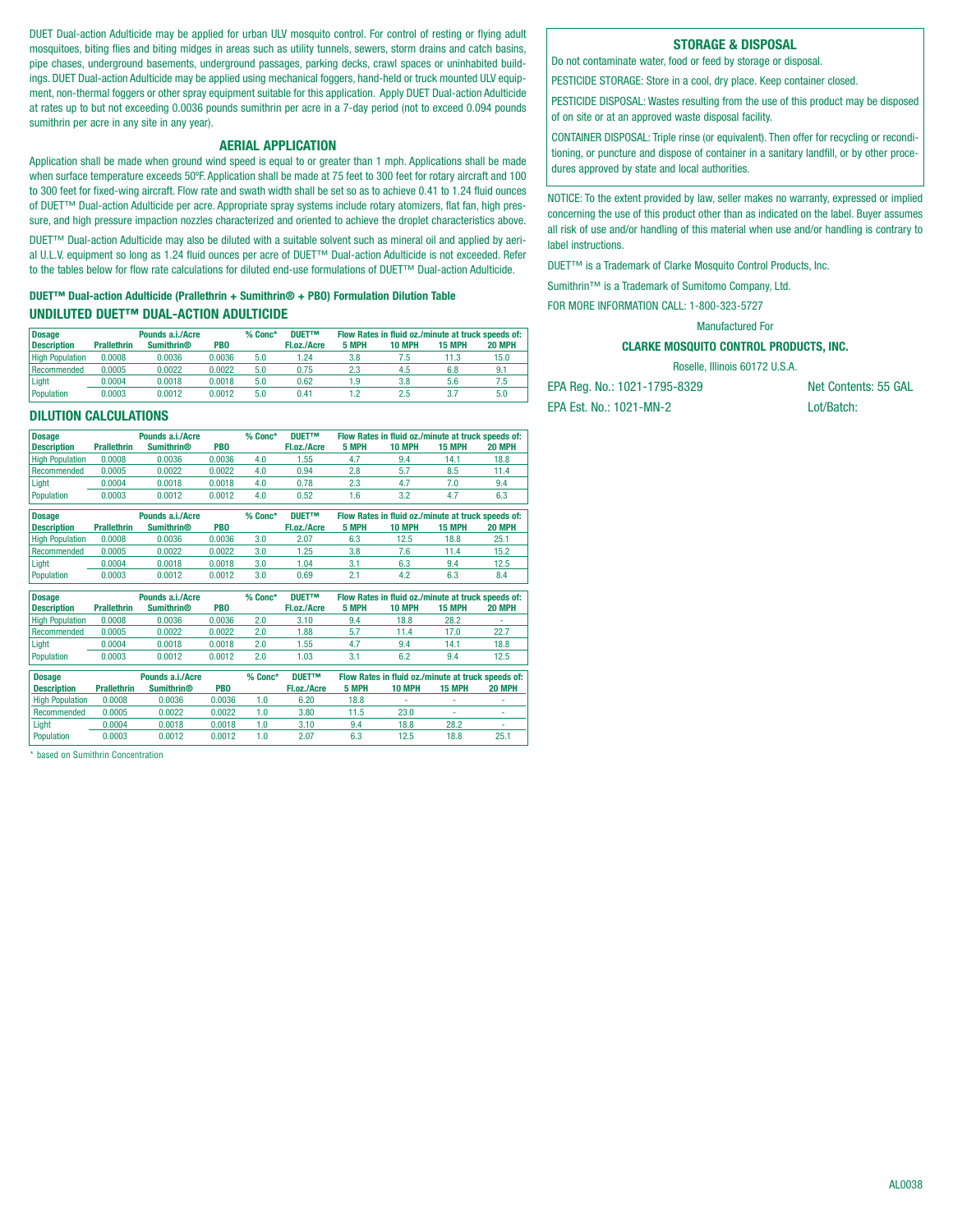DUET Dual-action Adulticide may be applied for urban ULV mosquito control. For control of resting or flying adult mosquitoes, biting flies and biting midges in areas such as utility tunnels, sewers, storm drains and catch basins, pipe chases, underground basements, underground passages, parking decks, crawl spaces or uninhabited buildings. DUET Dual-action Adulticide may be applied using mechanical foggers, hand-held or truck mounted ULV equipment, non-thermal foggers or other spray equipment suitable for this application. Apply DUET Dual-action Adulticide at rates up to but not exceeding 0.0036 pounds sumithrin per acre in a 7-day period (not to exceed 0.094 pounds sumithrin per acre in any site in any year).

## AERIAL APPLICATION

Application shall be made when ground wind speed is equal to or greater than 1 mph. Applications shall be made when surface temperature exceeds 50ºF. Application shall be made at 75 feet to 300 feet for rotary aircraft and 100 to 300 feet for fixed-wing aircraft. Flow rate and swath width shall be set so as to achieve 0.41 to 1.24 fluid ounces of DUET™ Dual-action Adulticide per acre. Appropriate spray systems include rotary atomizers, flat fan, high pressure, and high pressure impaction nozzles characterized and oriented to achieve the droplet characteristics above.

DUET™ Dual-action Adulticide may also be diluted with a suitable solvent such as mineral oil and applied by aerial U.L.V. equipment so long as 1.24 fluid ounces per acre of DUET™ Dual-action Adulticide is not exceeded. Refer to the tables below for flow rate calculations for diluted end-use formulations of DUET™ Dual-action Adulticide.

**DUET™ Dual-action Adulticide (Prallethrin + Sumithrin® + PBO) Formulation Dilution Table**

### UNDILUTED DUET™ DUAL-ACTION ADULTICIDE

| Dosage Description | Prallethrin | Pounds a.i./Acre Sumithrin® | PBO | % Conc* | DUET™ Fl.oz./Acre | Flow Rates in fluid oz./minute at truck speeds of: 5 MPH | 10 MPH | 15 MPH | 20 MPH |
|---|---|---|---|---|---|---|---|---|---|
| High Population | 0.0008 | 0.0036 | 0.0036 | 5.0 | 1.24 | 3.8 | 7.5 | 11.3 | 15.0 |
| Recommended | 0.0005 | 0.0022 | 0.0022 | 5.0 | 0.75 | 2.3 | 4.5 | 6.8 | 9.1 |
| Light | 0.0004 | 0.0018 | 0.0018 | 5.0 | 0.62 | 1.9 | 3.8 | 5.6 | 7.5 |
| Population | 0.0003 | 0.0012 | 0.0012 | 5.0 | 0.41 | 1.2 | 2.5 | 3.7 | 5.0 |

### DILUTION CALCULATIONS

| Dosage Description | Prallethrin | Pounds a.i./Acre Sumithrin® | PBO | % Conc* | DUET™ Fl.oz./Acre | Flow Rates in fluid oz./minute at truck speeds of: 5 MPH | 10 MPH | 15 MPH | 20 MPH |
|---|---|---|---|---|---|---|---|---|---|
| High Population | 0.0008 | 0.0036 | 0.0036 | 4.0 | 1.55 | 4.7 | 9.4 | 14.1 | 18.8 |
| Recommended | 0.0005 | 0.0022 | 0.0022 | 4.0 | 0.94 | 2.8 | 5.7 | 8.5 | 11.4 |
| Light | 0.0004 | 0.0018 | 0.0018 | 4.0 | 0.78 | 2.3 | 4.7 | 7.0 | 9.4 |
| Population | 0.0003 | 0.0012 | 0.0012 | 4.0 | 0.52 | 1.6 | 3.2 | 4.7 | 6.3 |

| Dosage Description | Prallethrin | Pounds a.i./Acre Sumithrin® | PBO | % Conc* | DUET™ Fl.oz./Acre | Flow Rates in fluid oz./minute at truck speeds of: 5 MPH | 10 MPH | 15 MPH | 20 MPH |
|---|---|---|---|---|---|---|---|---|---|
| High Population | 0.0008 | 0.0036 | 0.0036 | 3.0 | 2.07 | 6.3 | 12.5 | 18.8 | 25.1 |
| Recommended | 0.0005 | 0.0022 | 0.0022 | 3.0 | 1.25 | 3.8 | 7.6 | 11.4 | 15.2 |
| Light | 0.0004 | 0.0018 | 0.0018 | 3.0 | 1.04 | 3.1 | 6.3 | 9.4 | 12.5 |
| Population | 0.0003 | 0.0012 | 0.0012 | 3.0 | 0.69 | 2.1 | 4.2 | 6.3 | 8.4 |

| Dosage Description | Prallethrin | Pounds a.i./Acre Sumithrin® | PBO | % Conc* | DUET™ Fl.oz./Acre | Flow Rates in fluid oz./minute at truck speeds of: 5 MPH | 10 MPH | 15 MPH | 20 MPH |
|---|---|---|---|---|---|---|---|---|---|
| High Population | 0.0008 | 0.0036 | 0.0036 | 2.0 | 3.10 | 9.4 | 18.8 | 28.2 | - |
| Recommended | 0.0005 | 0.0022 | 0.0022 | 2.0 | 1.88 | 5.7 | 11.4 | 17.0 | 22.7 |
| Light | 0.0004 | 0.0018 | 0.0018 | 2.0 | 1.55 | 4.7 | 9.4 | 14.1 | 18.8 |
| Population | 0.0003 | 0.0012 | 0.0012 | 2.0 | 1.03 | 3.1 | 6.2 | 9.4 | 12.5 |

| Dosage Description | Prallethrin | Pounds a.i./Acre Sumithrin® | PBO | % Conc* | DUET™ Fl.oz./Acre | Flow Rates in fluid oz./minute at truck speeds of: 5 MPH | 10 MPH | 15 MPH | 20 MPH |
|---|---|---|---|---|---|---|---|---|---|
| High Population | 0.0008 | 0.0036 | 0.0036 | 1.0 | 6.20 | 18.8 | - | - | - |
| Recommended | 0.0005 | 0.0022 | 0.0022 | 1.0 | 3.80 | 11.5 | 23.0 | - | - |
| Light | 0.0004 | 0.0018 | 0.0018 | 1.0 | 3.10 | 9.4 | 18.8 | 28.2 | - |
| Population | 0.0003 | 0.0012 | 0.0012 | 1.0 | 2.07 | 6.3 | 12.5 | 18.8 | 25.1 |

* based on Sumithrin Concentration

## STORAGE & DISPOSAL

Do not contaminate water, food or feed by storage or disposal.

PESTICIDE STORAGE: Store in a cool, dry place. Keep container closed.

PESTICIDE DISPOSAL: Wastes resulting from the use of this product may be disposed of on site or at an approved waste disposal facility.

CONTAINER DISPOSAL: Triple rinse (or equivalent). Then offer for recycling or reconditioning, or puncture and dispose of container in a sanitary landfill, or by other procedures approved by state and local authorities.

NOTICE: To the extent provided by law, seller makes no warranty, expressed or implied concerning the use of this product other than as indicated on the label. Buyer assumes all risk of use and/or handling of this material when use and/or handling is contrary to label instructions.

DUET™ is a Trademark of Clarke Mosquito Control Products, Inc.

Sumithrin™ is a Trademark of Sumitomo Company, Ltd.

FOR MORE INFORMATION CALL: 1-800-323-5727

Manufactured For

**CLARKE MOSQUITO CONTROL PRODUCTS, INC.**

Roselle, Illinois 60172 U.S.A.

EPA Reg. No.: 1021-1795-8329 Net Contents: 55 GAL

EPA Est. No.: 1021-MN-2 Lot/Batch:

AL0038